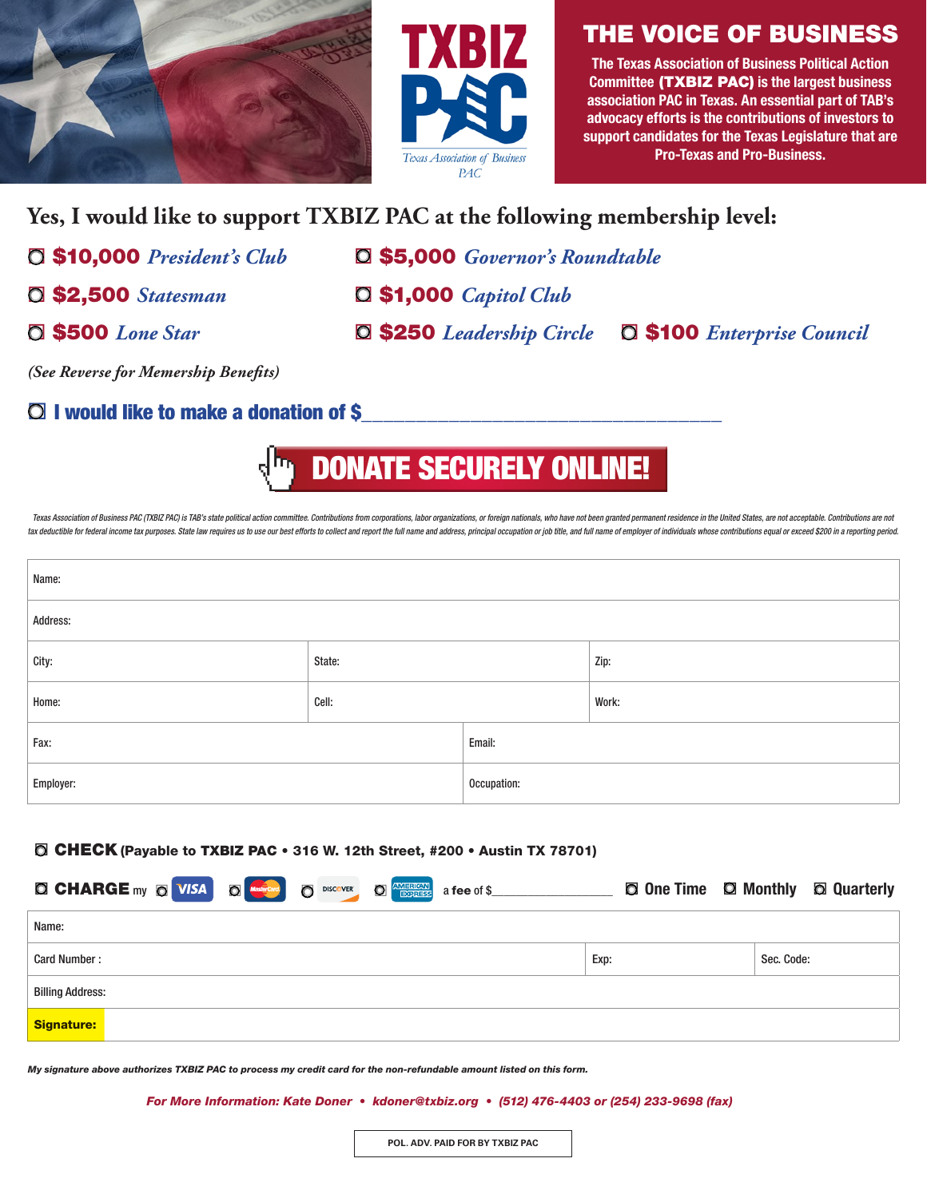TXBIZ PAC

Texas Association of Business PAC

# THE VOICE OF BUSINESS

The Texas Association of Business Political Action Committee **(TXBIZ PAC)** is the largest business association PAC in Texas. An essential part of TAB's advocacy efforts is the contributions of investors to support candidates for the Texas Legislature that are Pro-Texas and Pro-Business.

## Yes, I would like to support TXBIZ PAC at the following membership level:

- ☐ **$10,000** *President's Club*
- ☐ **$5,000** *Governor's Roundtable*
- ☐ **$2,500** *Statesman*
- ☐ **$1,000** *Capitol Club*
- ☐ **$500** *Lone Star*
- ☐ **$250** *Leadership Circle*
- ☐ **$100** *Enterprise Council*

*(See Reverse for Memership Benefits)*

☐ **I would like to make a donation of $**\_\_\_\_\_\_\_\_\_\_\_\_\_\_\_\_\_\_\_\_\_\_\_\_\_\_\_\_\_\_\_\_

**DONATE SECURELY ONLINE!**

*Texas Association of Business PAC (TXBIZ PAC) is TAB's state political action committee. Contributions from corporations, labor organizations, or foreign nationals, who have not been granted permanent residence in the United States, are not acceptable. Contributions are not tax deductible for federal income tax purposes. State law requires us to use our best efforts to collect and report the full name and address, principal occupation or job title, and full name of employer of individuals whose contributions equal or exceed $200 in a reporting period.*

| Name: | | |
|---|---|---|
| Address: | | |
| City: | State: | Zip: |
| Home: | Cell: | Work: |
| Fax: | Email: | |
| Employer: | Occupation: | |

☐ **CHECK** (Payable to **TXBIZ PAC** • 316 W. 12th Street, #200 • Austin TX 78701)

☐ **CHARGE** my ☐ VISA ☐ MasterCard ☐ DISCOVER ☐ AMERICAN EXPRESS a **fee** of $\_\_\_\_\_\_\_\_\_\_\_\_ ☐ One Time ☐ Monthly ☐ Quarterly

| Name: | | |
|---|---|---|
| Card Number : | Exp: | Sec. Code: |
| Billing Address: | | |
| **Signature:** | | |

***My signature above authorizes TXBIZ PAC to process my credit card for the non-refundable amount listed on this form.***

***For More Information: Kate Doner • kdoner@txbiz.org • (512) 476-4403 or (254) 233-9698 (fax)***

POL. ADV. PAID FOR BY TXBIZ PAC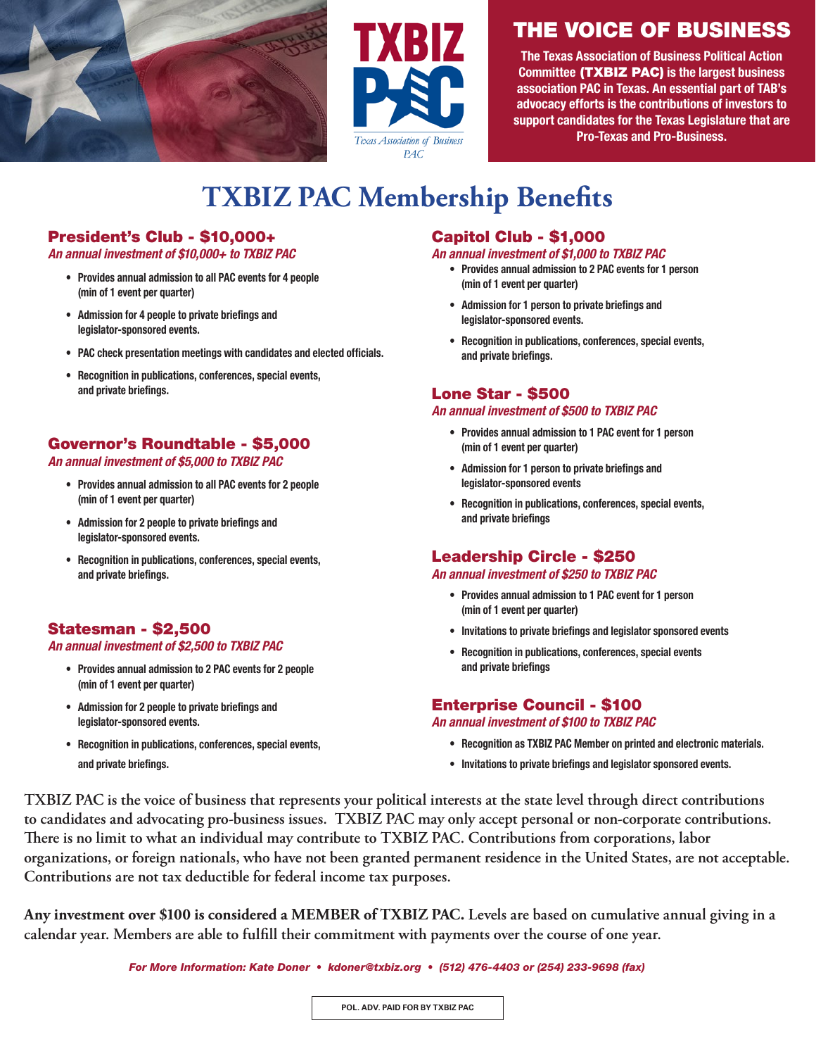TXBIZ PAC

Texas Association of Business PAC

## THE VOICE OF BUSINESS

The Texas Association of Business Political Action Committee **(TXBIZ PAC)** is the largest business association PAC in Texas. An essential part of TAB's advocacy efforts is the contributions of investors to support candidates for the Texas Legislature that are Pro-Texas and Pro-Business.

# TXBIZ PAC Membership Benefits

### President's Club - $10,000+

*An annual investment of $10,000+ to TXBIZ PAC*

- Provides annual admission to all PAC events for 4 people (min of 1 event per quarter)
- Admission for 4 people to private briefings and legislator-sponsored events.
- PAC check presentation meetings with candidates and elected officials.
- Recognition in publications, conferences, special events, and private briefings.

### Governor's Roundtable - $5,000

*An annual investment of $5,000 to TXBIZ PAC*

- Provides annual admission to all PAC events for 2 people (min of 1 event per quarter)
- Admission for 2 people to private briefings and legislator-sponsored events.
- Recognition in publications, conferences, special events, and private briefings.

### Statesman - $2,500

*An annual investment of $2,500 to TXBIZ PAC*

- Provides annual admission to 2 PAC events for 2 people (min of 1 event per quarter)
- Admission for 2 people to private briefings and legislator-sponsored events.
- Recognition in publications, conferences, special events, and private briefings.

### Capitol Club - $1,000

*An annual investment of $1,000 to TXBIZ PAC*

- Provides annual admission to 2 PAC events for 1 person (min of 1 event per quarter)
- Admission for 1 person to private briefings and legislator-sponsored events.
- Recognition in publications, conferences, special events, and private briefings.

### Lone Star - $500

*An annual investment of $500 to TXBIZ PAC*

- Provides annual admission to 1 PAC event for 1 person (min of 1 event per quarter)
- Admission for 1 person to private briefings and legislator-sponsored events
- Recognition in publications, conferences, special events, and private briefings

### Leadership Circle - $250

*An annual investment of $250 to TXBIZ PAC*

- Provides annual admission to 1 PAC event for 1 person (min of 1 event per quarter)
- Invitations to private briefings and legislator sponsored events
- Recognition in publications, conferences, special events and private briefings

### Enterprise Council - $100

*An annual investment of $100 to TXBIZ PAC*

- Recognition as TXBIZ PAC Member on printed and electronic materials.
- Invitations to private briefings and legislator sponsored events.

TXBIZ PAC is the voice of business that represents your political interests at the state level through direct contributions to candidates and advocating pro-business issues. TXBIZ PAC may only accept personal or non-corporate contributions. There is no limit to what an individual may contribute to TXBIZ PAC. Contributions from corporations, labor organizations, or foreign nationals, who have not been granted permanent residence in the United States, are not acceptable. Contributions are not tax deductible for federal income tax purposes.

**Any investment over $100 is considered a MEMBER of TXBIZ PAC.** Levels are based on cumulative annual giving in a calendar year. Members are able to fulfill their commitment with payments over the course of one year.

*For More Information: Kate Doner • kdoner@txbiz.org • (512) 476-4403 or (254) 233-9698 (fax)*

POL. ADV. PAID FOR BY TXBIZ PAC